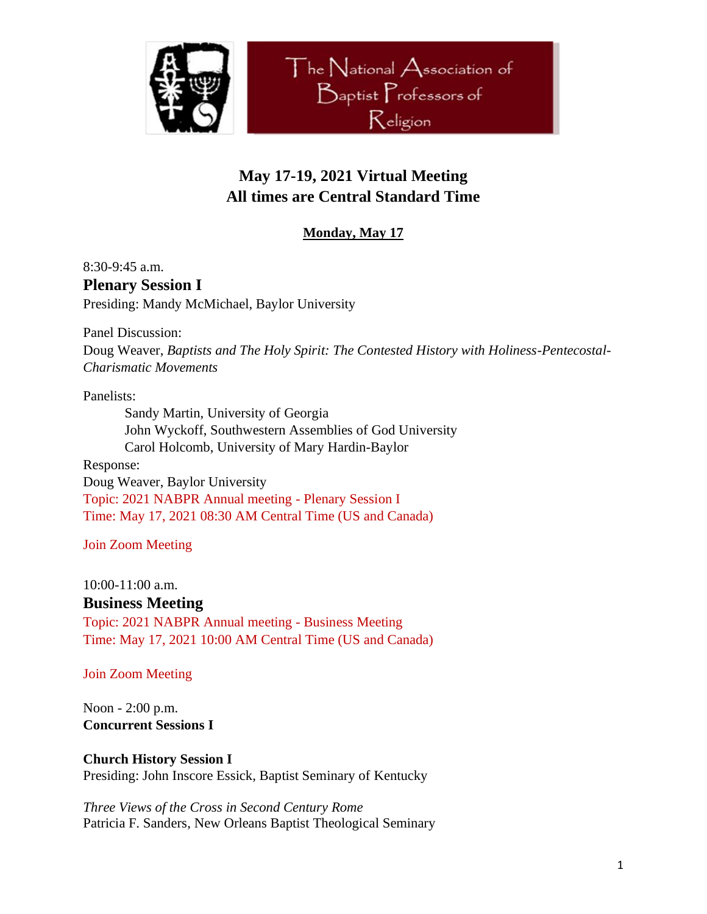# The National Association of Baptist Professors of Religion

## May 17-19, 2021 Virtual Meeting
## All times are Central Standard Time

### Monday, May 17

8:30-9:45 a.m.

**Plenary Session I**

Presiding: Mandy McMichael, Baylor University

Panel Discussion:
Doug Weaver, *Baptists and The Holy Spirit: The Contested History with Holiness-Pentecostal-Charismatic Movements*

Panelists:
- Sandy Martin, University of Georgia
- John Wyckoff, Southwestern Assemblies of God University
- Carol Holcomb, University of Mary Hardin-Baylor

Response:
Doug Weaver, Baylor University

Topic: 2021 NABPR Annual meeting - Plenary Session I
Time: May 17, 2021 08:30 AM Central Time (US and Canada)

Join Zoom Meeting

10:00-11:00 a.m.

**Business Meeting**

Topic: 2021 NABPR Annual meeting - Business Meeting
Time: May 17, 2021 10:00 AM Central Time (US and Canada)

Join Zoom Meeting

Noon - 2:00 p.m.

**Concurrent Sessions I**

**Church History Session I**

Presiding: John Inscore Essick, Baptist Seminary of Kentucky

*Three Views of the Cross in Second Century Rome*
Patricia F. Sanders, New Orleans Baptist Theological Seminary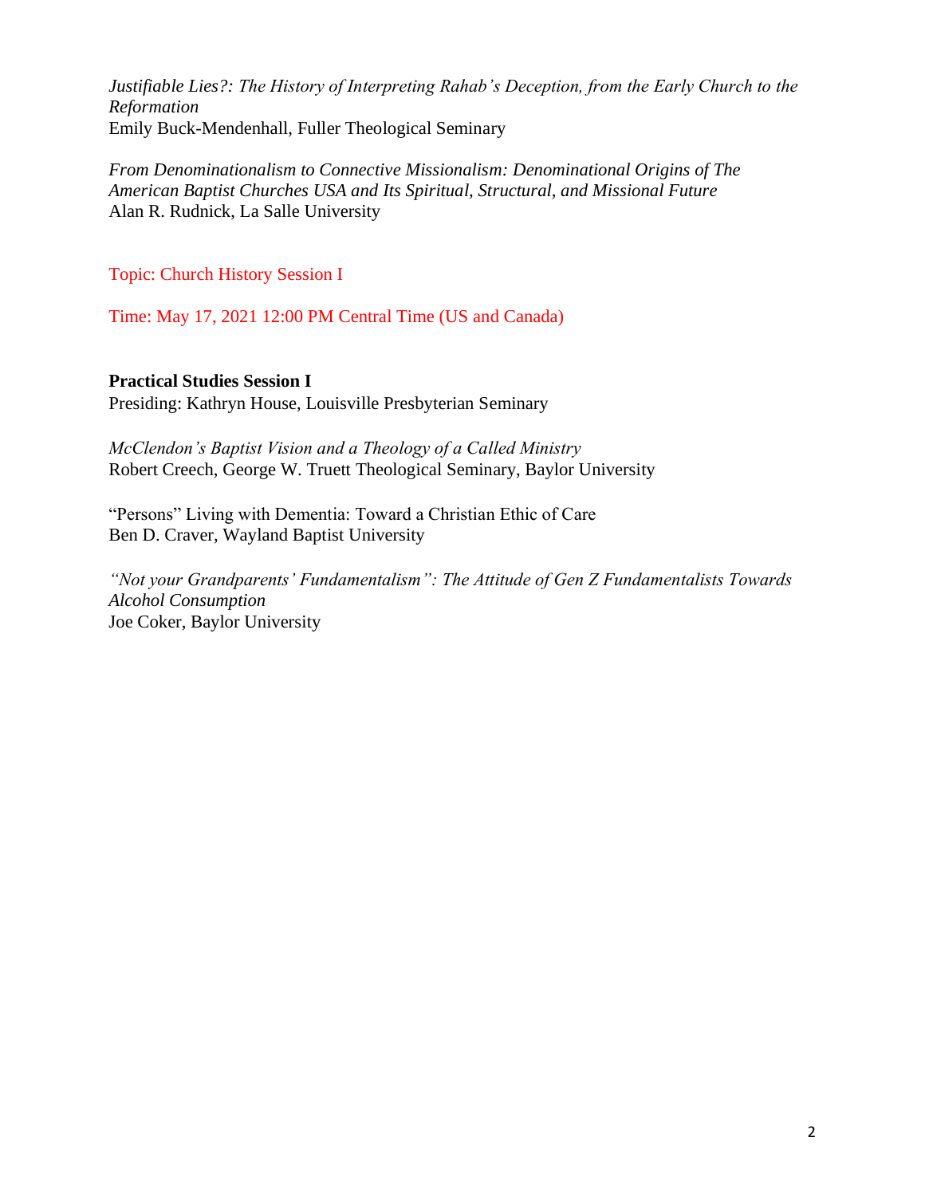*Justifiable Lies?: The History of Interpreting Rahab's Deception, from the Early Church to the Reformation*
Emily Buck-Mendenhall, Fuller Theological Seminary

*From Denominationalism to Connective Missionalism: Denominational Origins of The American Baptist Churches USA and Its Spiritual, Structural, and Missional Future*
Alan R. Rudnick, La Salle University

Topic: Church History Session I

Time: May 17, 2021 12:00 PM Central Time (US and Canada)

**Practical Studies Session I**
Presiding: Kathryn House, Louisville Presbyterian Seminary

*McClendon's Baptist Vision and a Theology of a Called Ministry*
Robert Creech, George W. Truett Theological Seminary, Baylor University

"Persons" Living with Dementia: Toward a Christian Ethic of Care
Ben D. Craver, Wayland Baptist University

*"Not your Grandparents' Fundamentalism": The Attitude of Gen Z Fundamentalists Towards Alcohol Consumption*
Joe Coker, Baylor University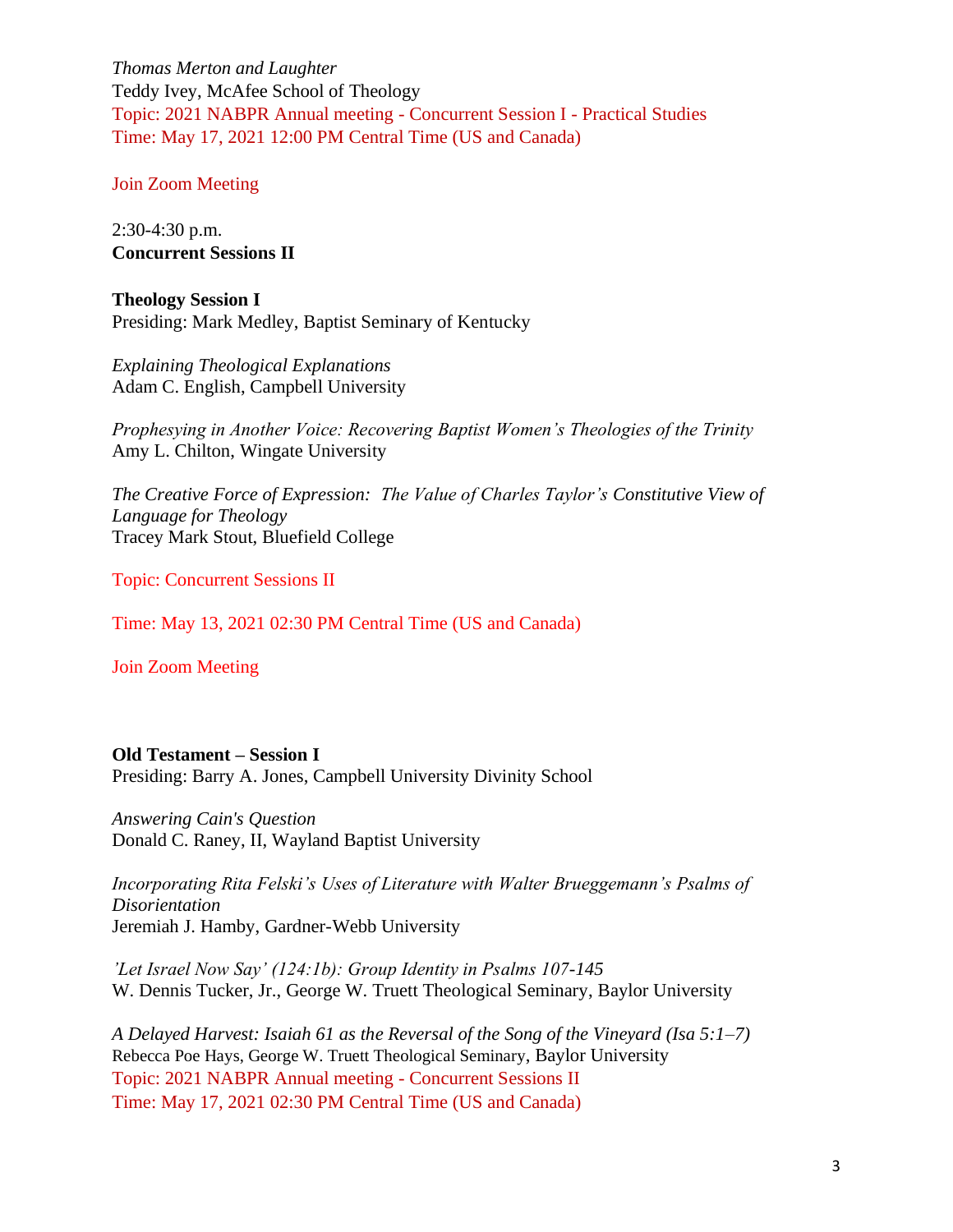*Thomas Merton and Laughter*
Teddy Ivey, McAfee School of Theology
Topic: 2021 NABPR Annual meeting - Concurrent Session I - Practical Studies
Time: May 17, 2021 12:00 PM Central Time (US and Canada)

Join Zoom Meeting

2:30-4:30 p.m.
**Concurrent Sessions II**

**Theology Session I**
Presiding: Mark Medley, Baptist Seminary of Kentucky

*Explaining Theological Explanations*
Adam C. English, Campbell University

*Prophesying in Another Voice: Recovering Baptist Women's Theologies of the Trinity*
Amy L. Chilton, Wingate University

*The Creative Force of Expression: The Value of Charles Taylor's Constitutive View of Language for Theology*
Tracey Mark Stout, Bluefield College

Topic: Concurrent Sessions II

Time: May 13, 2021 02:30 PM Central Time (US and Canada)

Join Zoom Meeting

**Old Testament – Session I**
Presiding: Barry A. Jones, Campbell University Divinity School

*Answering Cain's Question*
Donald C. Raney, II, Wayland Baptist University

*Incorporating Rita Felski's Uses of Literature with Walter Brueggemann's Psalms of Disorientation*
Jeremiah J. Hamby, Gardner-Webb University

*'Let Israel Now Say' (124:1b): Group Identity in Psalms 107-145*
W. Dennis Tucker, Jr., George W. Truett Theological Seminary, Baylor University

*A Delayed Harvest: Isaiah 61 as the Reversal of the Song of the Vineyard (Isa 5:1–7)*
Rebecca Poe Hays, George W. Truett Theological Seminary, Baylor University
Topic: 2021 NABPR Annual meeting - Concurrent Sessions II
Time: May 17, 2021 02:30 PM Central Time (US and Canada)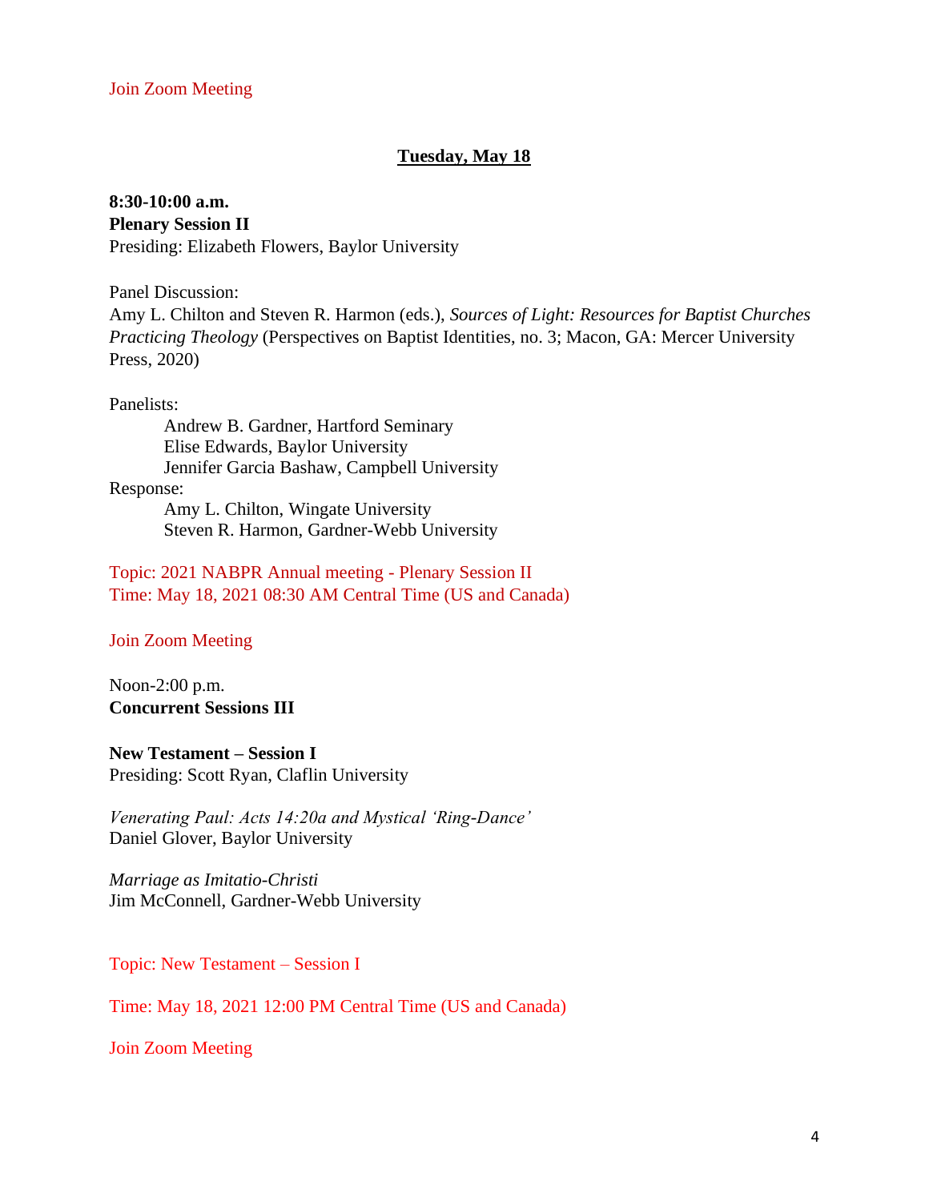Join Zoom Meeting

## Tuesday, May 18

**8:30-10:00 a.m.**
**Plenary Session II**
Presiding: Elizabeth Flowers, Baylor University

Panel Discussion:
Amy L. Chilton and Steven R. Harmon (eds.), *Sources of Light: Resources for Baptist Churches Practicing Theology* (Perspectives on Baptist Identities, no. 3; Macon, GA: Mercer University Press, 2020)

Panelists:
Andrew B. Gardner, Hartford Seminary
Elise Edwards, Baylor University
Jennifer Garcia Bashaw, Campbell University

Response:
Amy L. Chilton, Wingate University
Steven R. Harmon, Gardner-Webb University

Topic: 2021 NABPR Annual meeting - Plenary Session II
Time: May 18, 2021 08:30 AM Central Time (US and Canada)

Join Zoom Meeting

Noon-2:00 p.m.
**Concurrent Sessions III**

**New Testament – Session I**
Presiding: Scott Ryan, Claflin University

*Venerating Paul: Acts 14:20a and Mystical 'Ring-Dance'*
Daniel Glover, Baylor University

*Marriage as Imitatio-Christi*
Jim McConnell, Gardner-Webb University

Topic: New Testament – Session I

Time: May 18, 2021 12:00 PM Central Time (US and Canada)

Join Zoom Meeting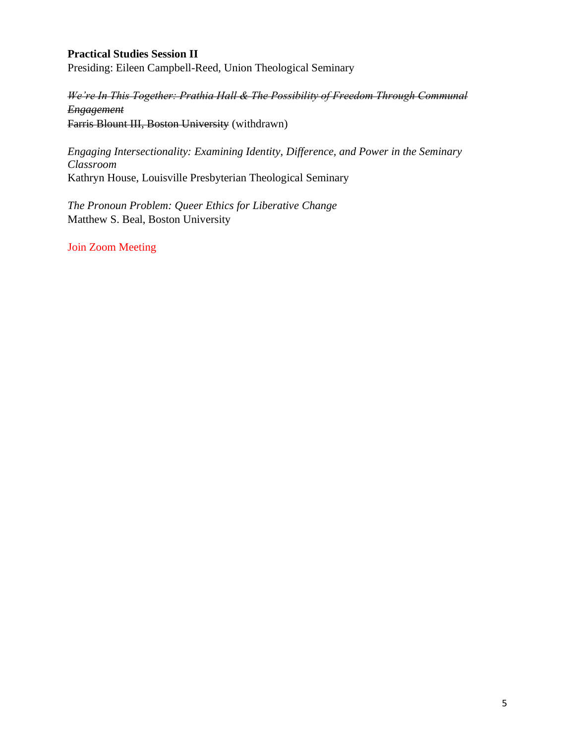**Practical Studies Session II**
Presiding: Eileen Campbell-Reed, Union Theological Seminary

~~*We're In This Together: Prathia Hall & The Possibility of Freedom Through Communal Engagement*~~
~~Farris Blount III, Boston University~~ (withdrawn)

*Engaging Intersectionality: Examining Identity, Difference, and Power in the Seminary Classroom*
Kathryn House, Louisville Presbyterian Theological Seminary

*The Pronoun Problem: Queer Ethics for Liberative Change*
Matthew S. Beal, Boston University

Join Zoom Meeting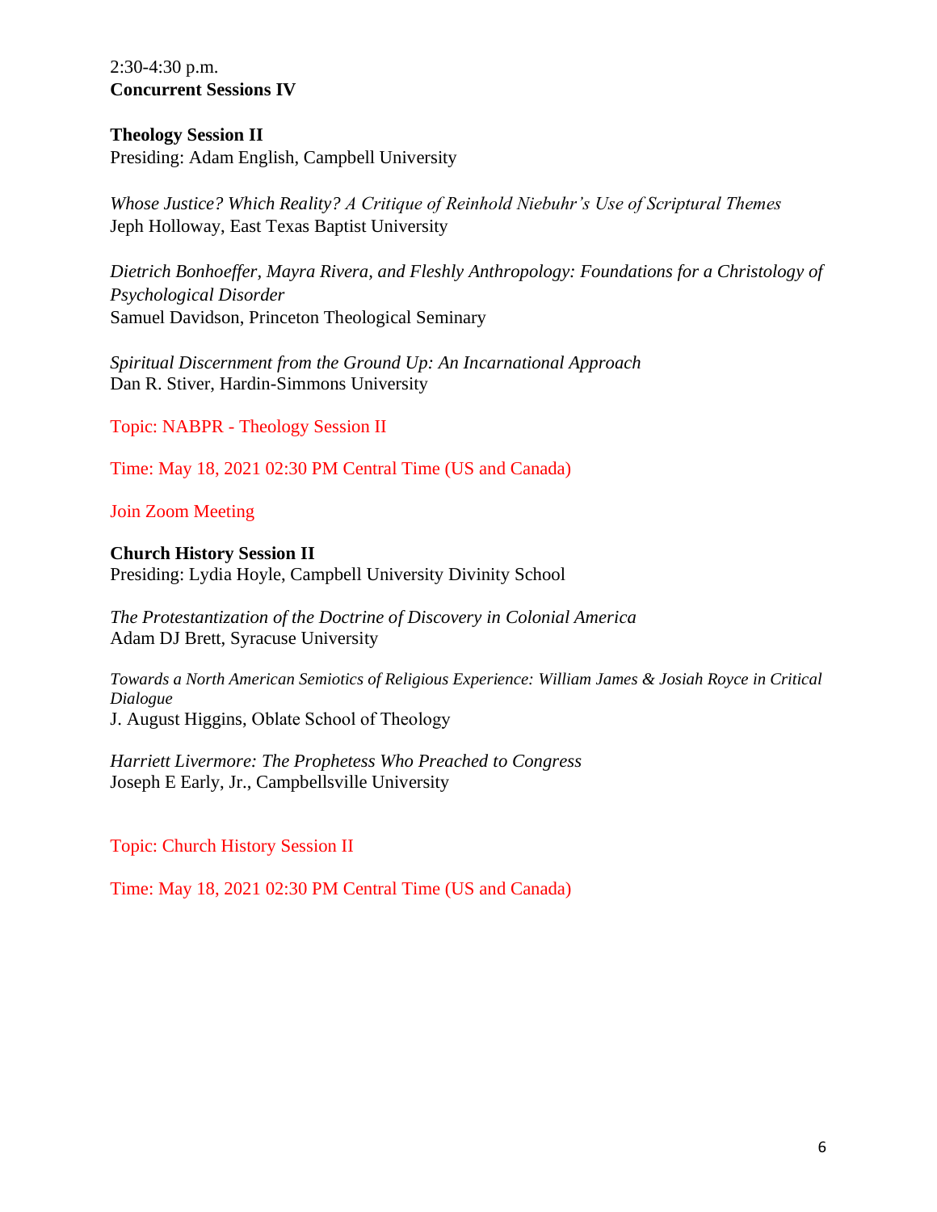2:30-4:30 p.m.
**Concurrent Sessions IV**

**Theology Session II**
Presiding: Adam English, Campbell University

*Whose Justice? Which Reality? A Critique of Reinhold Niebuhr's Use of Scriptural Themes*
Jeph Holloway, East Texas Baptist University

*Dietrich Bonhoeffer, Mayra Rivera, and Fleshly Anthropology: Foundations for a Christology of Psychological Disorder*
Samuel Davidson, Princeton Theological Seminary

*Spiritual Discernment from the Ground Up: An Incarnational Approach*
Dan R. Stiver, Hardin-Simmons University

Topic: NABPR - Theology Session II

Time: May 18, 2021 02:30 PM Central Time (US and Canada)

Join Zoom Meeting

**Church History Session II**
Presiding: Lydia Hoyle, Campbell University Divinity School

*The Protestantization of the Doctrine of Discovery in Colonial America*
Adam DJ Brett, Syracuse University

*Towards a North American Semiotics of Religious Experience: William James & Josiah Royce in Critical Dialogue*
J. August Higgins, Oblate School of Theology

*Harriett Livermore: The Prophetess Who Preached to Congress*
Joseph E Early, Jr., Campbellsville University

Topic: Church History Session II

Time: May 18, 2021 02:30 PM Central Time (US and Canada)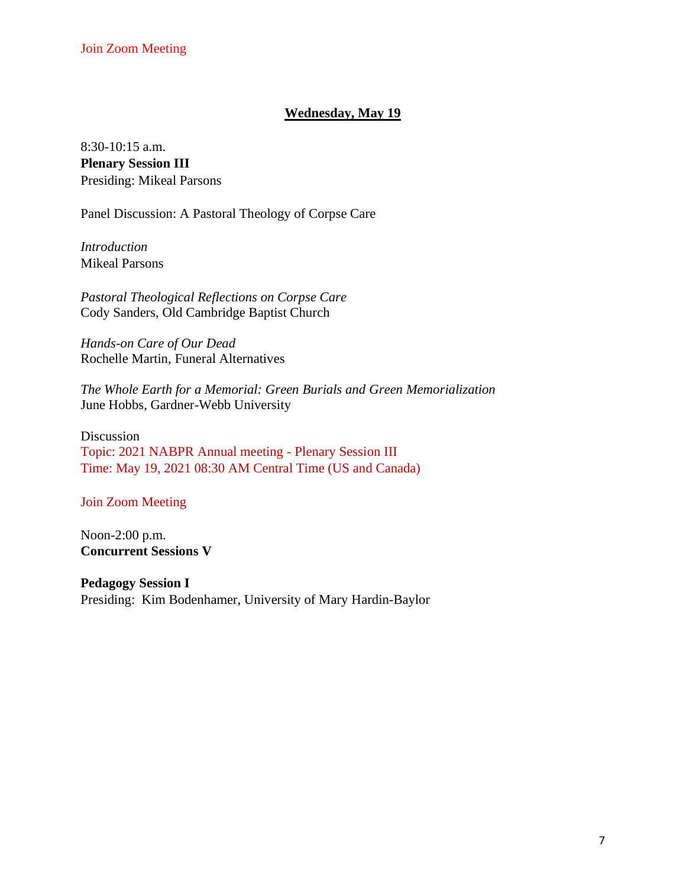Join Zoom Meeting

## Wednesday, May 19

8:30-10:15 a.m.
**Plenary Session III**
Presiding: Mikeal Parsons

Panel Discussion: A Pastoral Theology of Corpse Care

*Introduction*
Mikeal Parsons

*Pastoral Theological Reflections on Corpse Care*
Cody Sanders, Old Cambridge Baptist Church

*Hands-on Care of Our Dead*
Rochelle Martin, Funeral Alternatives

*The Whole Earth for a Memorial: Green Burials and Green Memorialization*
June Hobbs, Gardner-Webb University

Discussion
Topic: 2021 NABPR Annual meeting - Plenary Session III
Time: May 19, 2021 08:30 AM Central Time (US and Canada)

Join Zoom Meeting

Noon-2:00 p.m.
**Concurrent Sessions V**

**Pedagogy Session I**
Presiding: Kim Bodenhamer, University of Mary Hardin-Baylor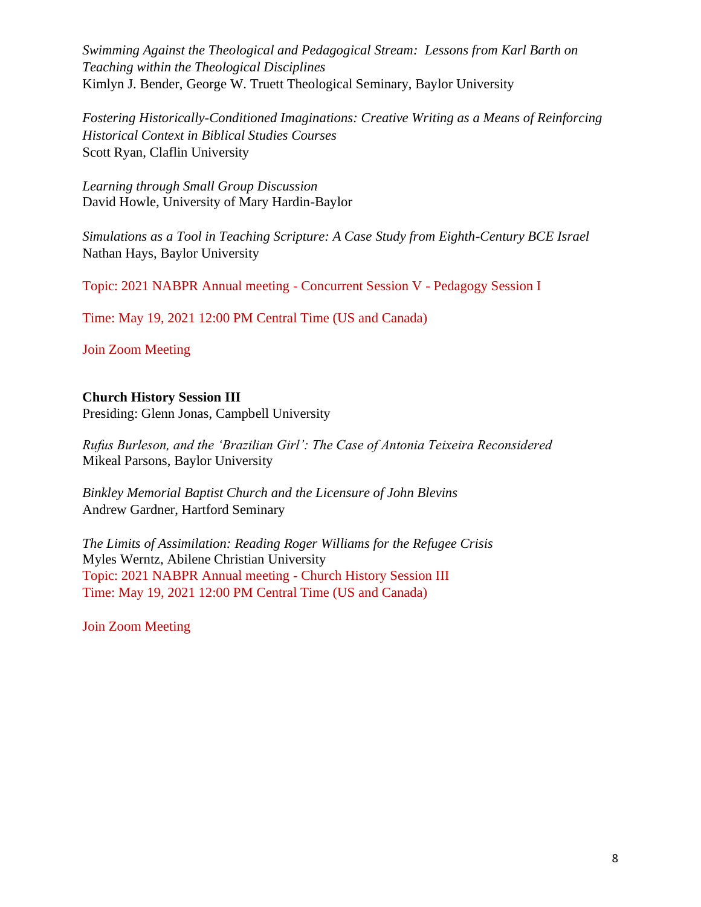*Swimming Against the Theological and Pedagogical Stream: Lessons from Karl Barth on Teaching within the Theological Disciplines*
Kimlyn J. Bender, George W. Truett Theological Seminary, Baylor University

*Fostering Historically-Conditioned Imaginations: Creative Writing as a Means of Reinforcing Historical Context in Biblical Studies Courses*
Scott Ryan, Claflin University

*Learning through Small Group Discussion*
David Howle, University of Mary Hardin-Baylor

*Simulations as a Tool in Teaching Scripture: A Case Study from Eighth-Century BCE Israel*
Nathan Hays, Baylor University

Topic: 2021 NABPR Annual meeting - Concurrent Session V - Pedagogy Session I

Time: May 19, 2021 12:00 PM Central Time (US and Canada)

Join Zoom Meeting

**Church History Session III**
Presiding: Glenn Jonas, Campbell University

*Rufus Burleson, and the 'Brazilian Girl': The Case of Antonia Teixeira Reconsidered*
Mikeal Parsons, Baylor University

*Binkley Memorial Baptist Church and the Licensure of John Blevins*
Andrew Gardner, Hartford Seminary

*The Limits of Assimilation: Reading Roger Williams for the Refugee Crisis*
Myles Werntz, Abilene Christian University
Topic: 2021 NABPR Annual meeting - Church History Session III
Time: May 19, 2021 12:00 PM Central Time (US and Canada)

Join Zoom Meeting